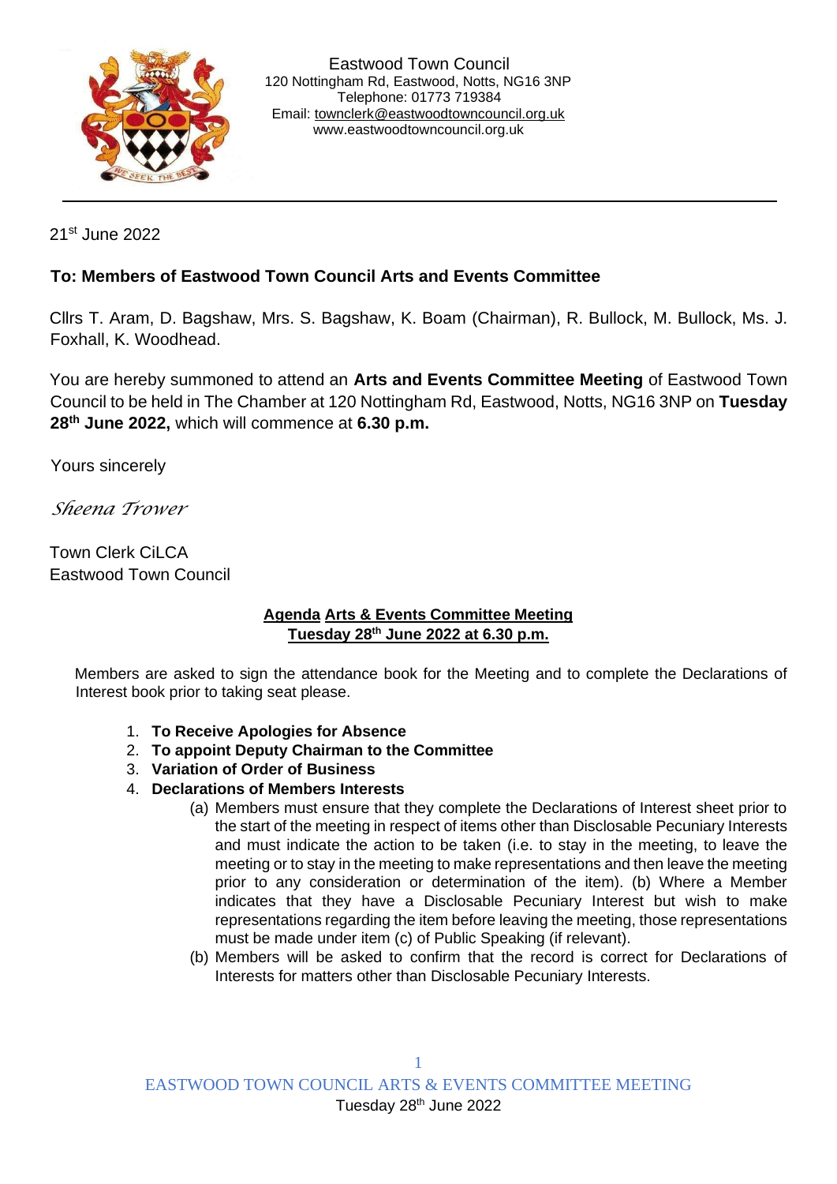Eastwood Town Council
120 Nottingham Rd, Eastwood, Notts, NG16 3NP
Telephone: 01773 719384
Email: townclerk@eastwoodtowncouncil.org.uk
www.eastwoodtowncouncil.org.uk

21st June 2022

**To: Members of Eastwood Town Council Arts and Events Committee**

Cllrs T. Aram, D. Bagshaw, Mrs. S. Bagshaw, K. Boam (Chairman), R. Bullock, M. Bullock, Ms. J. Foxhall, K. Woodhead.

You are hereby summoned to attend an **Arts and Events Committee Meeting** of Eastwood Town Council to be held in The Chamber at 120 Nottingham Rd, Eastwood, Notts, NG16 3NP on **Tuesday 28th June 2022,** which will commence at **6.30 p.m.**

Yours sincerely

*Sheena Trower*

Town Clerk CiLCA
Eastwood Town Council

## Agenda Arts & Events Committee Meeting
## Tuesday 28th June 2022 at 6.30 p.m.

Members are asked to sign the attendance book for the Meeting and to complete the Declarations of Interest book prior to taking seat please.

1. **To Receive Apologies for Absence**
2. **To appoint Deputy Chairman to the Committee**
3. **Variation of Order of Business**
4. **Declarations of Members Interests**
   (a) Members must ensure that they complete the Declarations of Interest sheet prior to the start of the meeting in respect of items other than Disclosable Pecuniary Interests and must indicate the action to be taken (i.e. to stay in the meeting, to leave the meeting or to stay in the meeting to make representations and then leave the meeting prior to any consideration or determination of the item). (b) Where a Member indicates that they have a Disclosable Pecuniary Interest but wish to make representations regarding the item before leaving the meeting, those representations must be made under item (c) of Public Speaking (if relevant).
   (b) Members will be asked to confirm that the record is correct for Declarations of Interests for matters other than Disclosable Pecuniary Interests.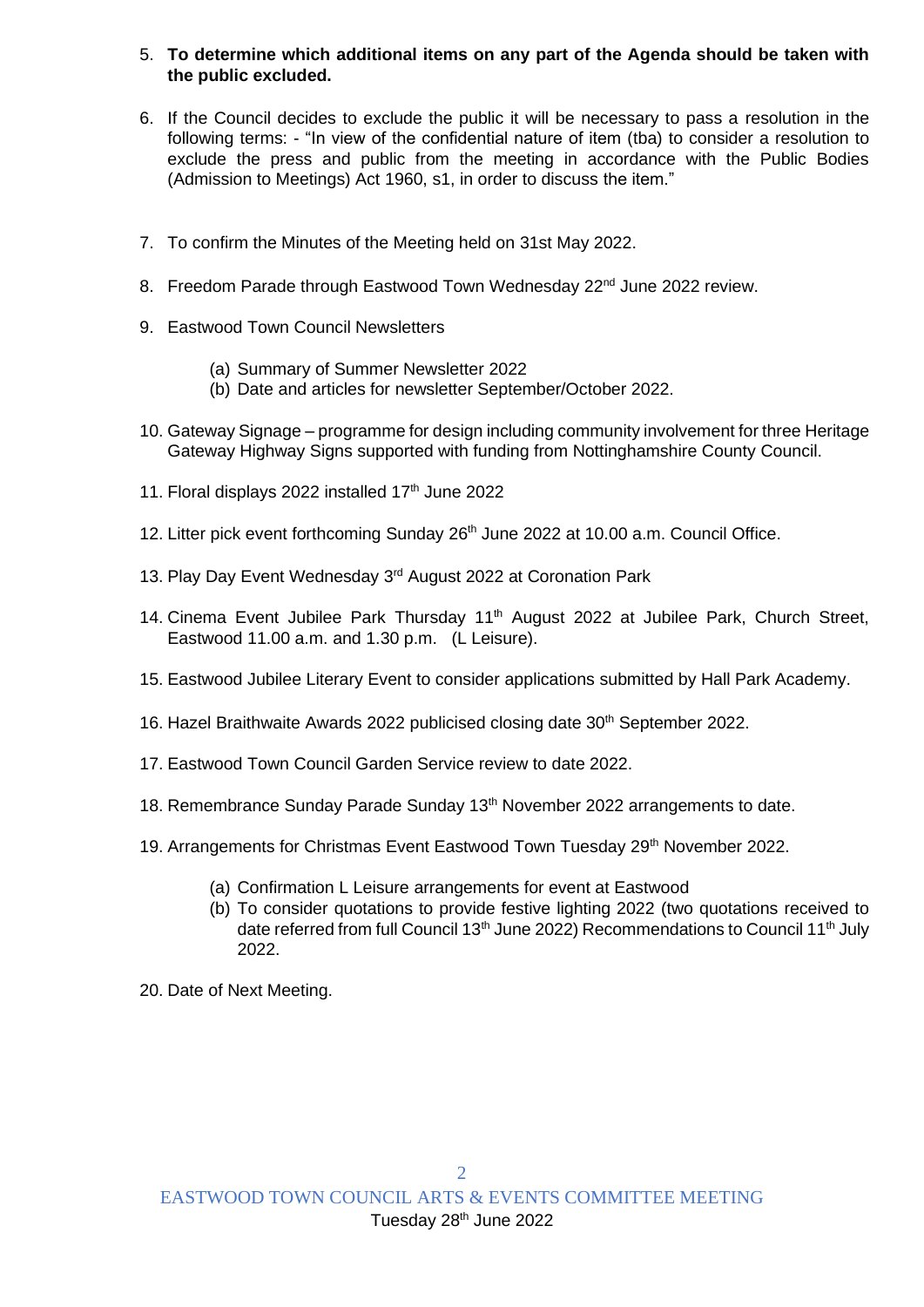5. **To determine which additional items on any part of the Agenda should be taken with the public excluded.**

6. If the Council decides to exclude the public it will be necessary to pass a resolution in the following terms: - "In view of the confidential nature of item (tba) to consider a resolution to exclude the press and public from the meeting in accordance with the Public Bodies (Admission to Meetings) Act 1960, s1, in order to discuss the item."

7. To confirm the Minutes of the Meeting held on 31st May 2022.

8. Freedom Parade through Eastwood Town Wednesday 22nd June 2022 review.

9. Eastwood Town Council Newsletters

   (a) Summary of Summer Newsletter 2022
   (b) Date and articles for newsletter September/October 2022.

10. Gateway Signage – programme for design including community involvement for three Heritage Gateway Highway Signs supported with funding from Nottinghamshire County Council.

11. Floral displays 2022 installed 17th June 2022

12. Litter pick event forthcoming Sunday 26th June 2022 at 10.00 a.m. Council Office.

13. Play Day Event Wednesday 3rd August 2022 at Coronation Park

14. Cinema Event Jubilee Park Thursday 11th August 2022 at Jubilee Park, Church Street, Eastwood 11.00 a.m. and 1.30 p.m. (L Leisure).

15. Eastwood Jubilee Literary Event to consider applications submitted by Hall Park Academy.

16. Hazel Braithwaite Awards 2022 publicised closing date 30th September 2022.

17. Eastwood Town Council Garden Service review to date 2022.

18. Remembrance Sunday Parade Sunday 13th November 2022 arrangements to date.

19. Arrangements for Christmas Event Eastwood Town Tuesday 29th November 2022.

   (a) Confirmation L Leisure arrangements for event at Eastwood
   (b) To consider quotations to provide festive lighting 2022 (two quotations received to date referred from full Council 13th June 2022) Recommendations to Council 11th July 2022.

20. Date of Next Meeting.